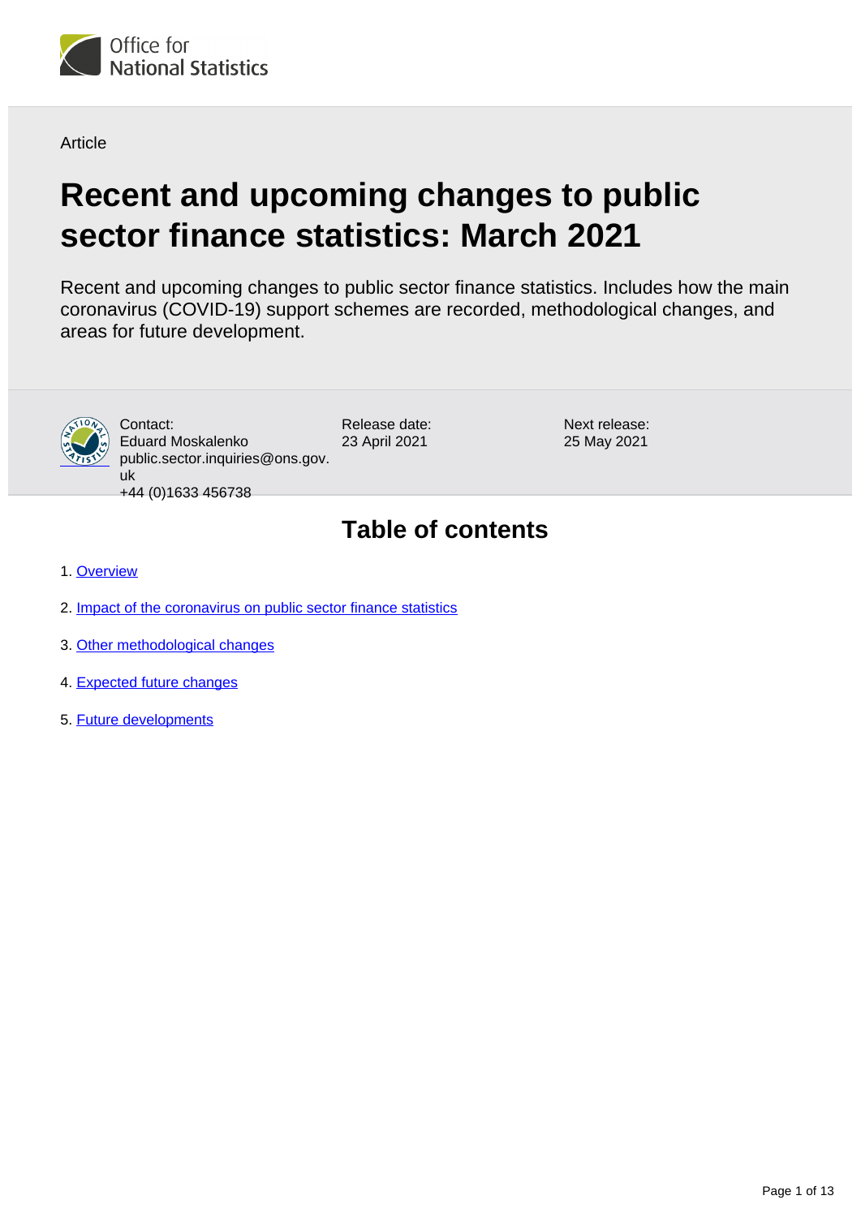Office for National Statistics

Article

# Recent and upcoming changes to public sector finance statistics: March 2021

Recent and upcoming changes to public sector finance statistics. Includes how the main coronavirus (COVID-19) support schemes are recorded, methodological changes, and areas for future development.

Contact:
Eduard Moskalenko
public.sector.inquiries@ons.gov.uk
+44 (0)1633 456738

Release date:
23 April 2021

Next release:
25 May 2021

## Table of contents

1. Overview
2. Impact of the coronavirus on public sector finance statistics
3. Other methodological changes
4. Expected future changes
5. Future developments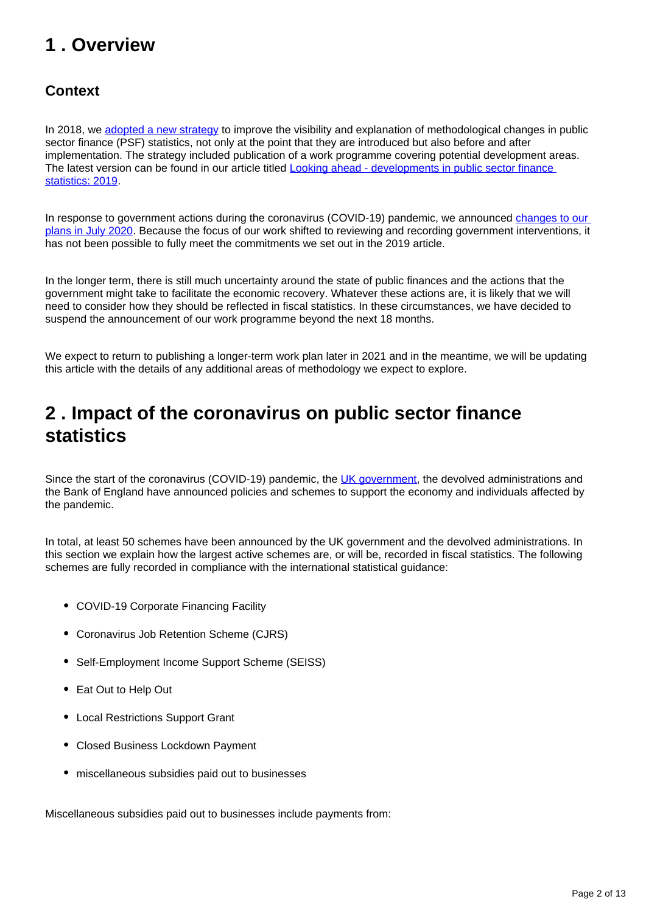## 1 . Overview

### Context

In 2018, we adopted a new strategy to improve the visibility and explanation of methodological changes in public sector finance (PSF) statistics, not only at the point that they are introduced but also before and after implementation. The strategy included publication of a work programme covering potential development areas. The latest version can be found in our article titled Looking ahead - developments in public sector finance statistics: 2019.

In response to government actions during the coronavirus (COVID-19) pandemic, we announced changes to our plans in July 2020. Because the focus of our work shifted to reviewing and recording government interventions, it has not been possible to fully meet the commitments we set out in the 2019 article.

In the longer term, there is still much uncertainty around the state of public finances and the actions that the government might take to facilitate the economic recovery. Whatever these actions are, it is likely that we will need to consider how they should be reflected in fiscal statistics. In these circumstances, we have decided to suspend the announcement of our work programme beyond the next 18 months.

We expect to return to publishing a longer-term work plan later in 2021 and in the meantime, we will be updating this article with the details of any additional areas of methodology we expect to explore.

## 2 . Impact of the coronavirus on public sector finance statistics

Since the start of the coronavirus (COVID-19) pandemic, the UK government, the devolved administrations and the Bank of England have announced policies and schemes to support the economy and individuals affected by the pandemic.

In total, at least 50 schemes have been announced by the UK government and the devolved administrations. In this section we explain how the largest active schemes are, or will be, recorded in fiscal statistics. The following schemes are fully recorded in compliance with the international statistical guidance:

- COVID-19 Corporate Financing Facility
- Coronavirus Job Retention Scheme (CJRS)
- Self-Employment Income Support Scheme (SEISS)
- Eat Out to Help Out
- Local Restrictions Support Grant
- Closed Business Lockdown Payment
- miscellaneous subsidies paid out to businesses

Miscellaneous subsidies paid out to businesses include payments from: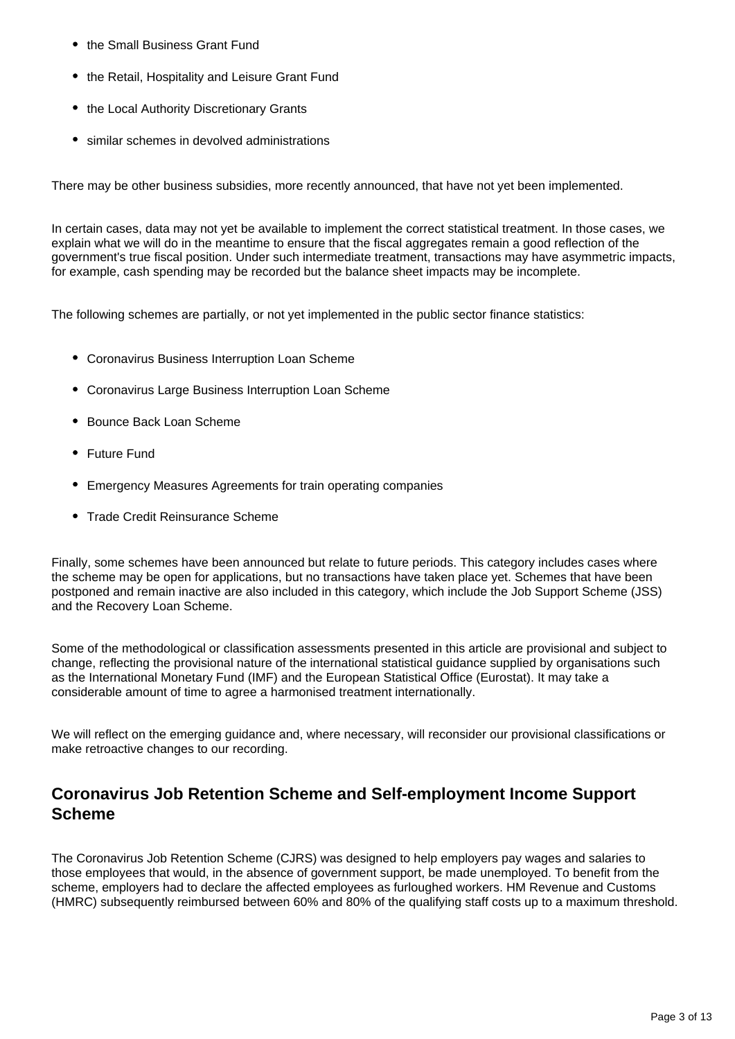- the Small Business Grant Fund
- the Retail, Hospitality and Leisure Grant Fund
- the Local Authority Discretionary Grants
- similar schemes in devolved administrations

There may be other business subsidies, more recently announced, that have not yet been implemented.

In certain cases, data may not yet be available to implement the correct statistical treatment. In those cases, we explain what we will do in the meantime to ensure that the fiscal aggregates remain a good reflection of the government's true fiscal position. Under such intermediate treatment, transactions may have asymmetric impacts, for example, cash spending may be recorded but the balance sheet impacts may be incomplete.

The following schemes are partially, or not yet implemented in the public sector finance statistics:

- Coronavirus Business Interruption Loan Scheme
- Coronavirus Large Business Interruption Loan Scheme
- Bounce Back Loan Scheme
- Future Fund
- Emergency Measures Agreements for train operating companies
- Trade Credit Reinsurance Scheme

Finally, some schemes have been announced but relate to future periods. This category includes cases where the scheme may be open for applications, but no transactions have taken place yet. Schemes that have been postponed and remain inactive are also included in this category, which include the Job Support Scheme (JSS) and the Recovery Loan Scheme.

Some of the methodological or classification assessments presented in this article are provisional and subject to change, reflecting the provisional nature of the international statistical guidance supplied by organisations such as the International Monetary Fund (IMF) and the European Statistical Office (Eurostat). It may take a considerable amount of time to agree a harmonised treatment internationally.

We will reflect on the emerging guidance and, where necessary, will reconsider our provisional classifications or make retroactive changes to our recording.

## Coronavirus Job Retention Scheme and Self-employment Income Support Scheme

The Coronavirus Job Retention Scheme (CJRS) was designed to help employers pay wages and salaries to those employees that would, in the absence of government support, be made unemployed. To benefit from the scheme, employers had to declare the affected employees as furloughed workers. HM Revenue and Customs (HMRC) subsequently reimbursed between 60% and 80% of the qualifying staff costs up to a maximum threshold.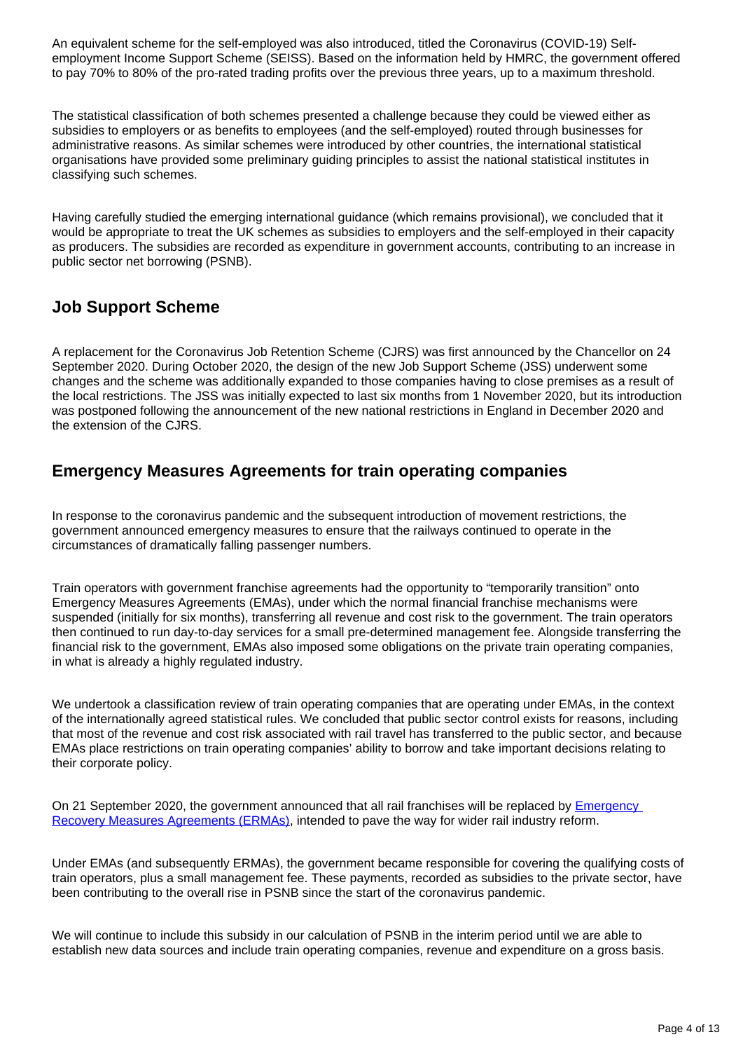An equivalent scheme for the self-employed was also introduced, titled the Coronavirus (COVID-19) Self-employment Income Support Scheme (SEISS). Based on the information held by HMRC, the government offered to pay 70% to 80% of the pro-rated trading profits over the previous three years, up to a maximum threshold.

The statistical classification of both schemes presented a challenge because they could be viewed either as subsidies to employers or as benefits to employees (and the self-employed) routed through businesses for administrative reasons. As similar schemes were introduced by other countries, the international statistical organisations have provided some preliminary guiding principles to assist the national statistical institutes in classifying such schemes.

Having carefully studied the emerging international guidance (which remains provisional), we concluded that it would be appropriate to treat the UK schemes as subsidies to employers and the self-employed in their capacity as producers. The subsidies are recorded as expenditure in government accounts, contributing to an increase in public sector net borrowing (PSNB).

## Job Support Scheme

A replacement for the Coronavirus Job Retention Scheme (CJRS) was first announced by the Chancellor on 24 September 2020. During October 2020, the design of the new Job Support Scheme (JSS) underwent some changes and the scheme was additionally expanded to those companies having to close premises as a result of the local restrictions. The JSS was initially expected to last six months from 1 November 2020, but its introduction was postponed following the announcement of the new national restrictions in England in December 2020 and the extension of the CJRS.

## Emergency Measures Agreements for train operating companies

In response to the coronavirus pandemic and the subsequent introduction of movement restrictions, the government announced emergency measures to ensure that the railways continued to operate in the circumstances of dramatically falling passenger numbers.

Train operators with government franchise agreements had the opportunity to "temporarily transition" onto Emergency Measures Agreements (EMAs), under which the normal financial franchise mechanisms were suspended (initially for six months), transferring all revenue and cost risk to the government. The train operators then continued to run day-to-day services for a small pre-determined management fee. Alongside transferring the financial risk to the government, EMAs also imposed some obligations on the private train operating companies, in what is already a highly regulated industry.

We undertook a classification review of train operating companies that are operating under EMAs, in the context of the internationally agreed statistical rules. We concluded that public sector control exists for reasons, including that most of the revenue and cost risk associated with rail travel has transferred to the public sector, and because EMAs place restrictions on train operating companies' ability to borrow and take important decisions relating to their corporate policy.

On 21 September 2020, the government announced that all rail franchises will be replaced by Emergency Recovery Measures Agreements (ERMAs), intended to pave the way for wider rail industry reform.

Under EMAs (and subsequently ERMAs), the government became responsible for covering the qualifying costs of train operators, plus a small management fee. These payments, recorded as subsidies to the private sector, have been contributing to the overall rise in PSNB since the start of the coronavirus pandemic.

We will continue to include this subsidy in our calculation of PSNB in the interim period until we are able to establish new data sources and include train operating companies, revenue and expenditure on a gross basis.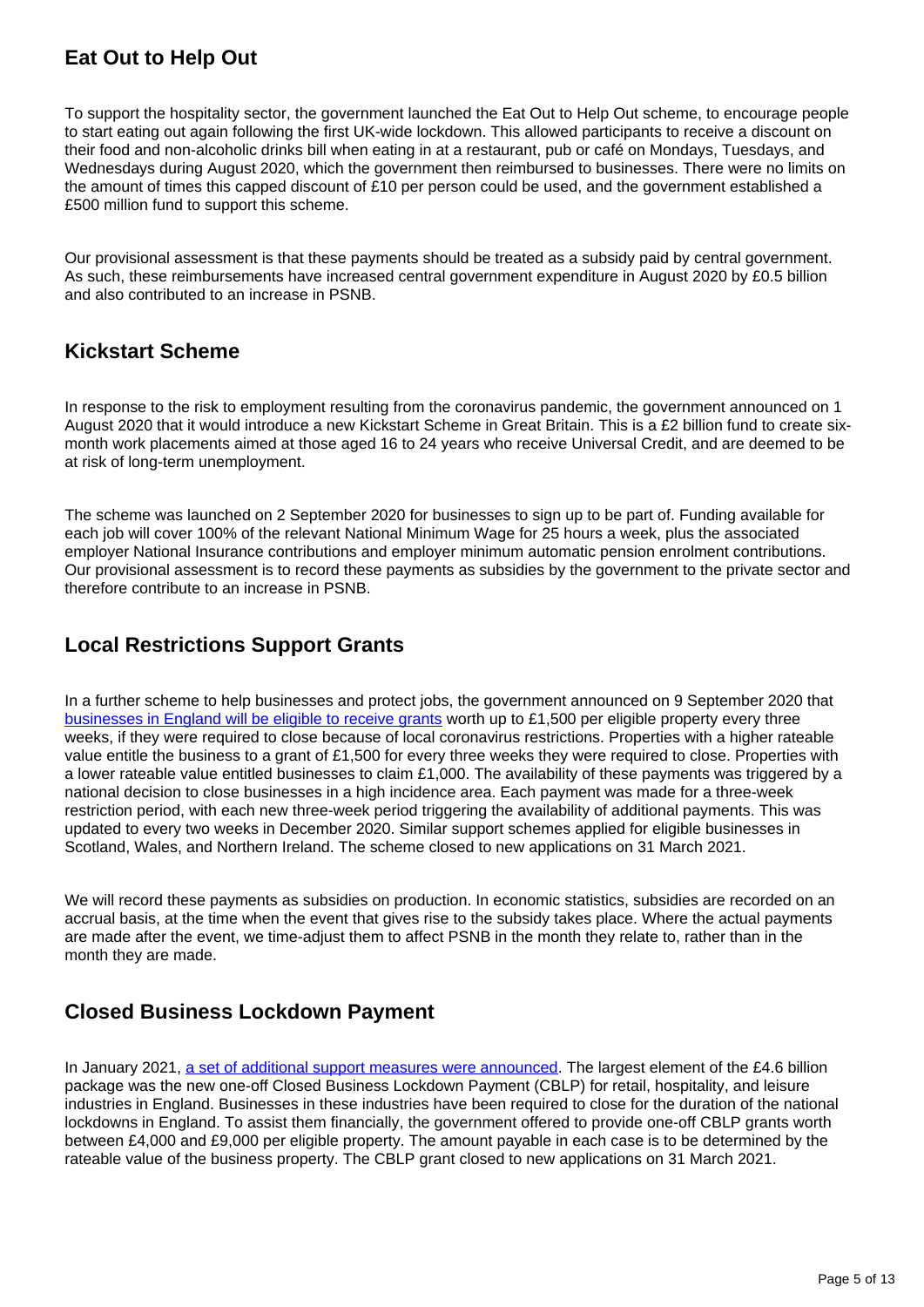## Eat Out to Help Out

To support the hospitality sector, the government launched the Eat Out to Help Out scheme, to encourage people to start eating out again following the first UK-wide lockdown. This allowed participants to receive a discount on their food and non-alcoholic drinks bill when eating in at a restaurant, pub or café on Mondays, Tuesdays, and Wednesdays during August 2020, which the government then reimbursed to businesses. There were no limits on the amount of times this capped discount of £10 per person could be used, and the government established a £500 million fund to support this scheme.

Our provisional assessment is that these payments should be treated as a subsidy paid by central government. As such, these reimbursements have increased central government expenditure in August 2020 by £0.5 billion and also contributed to an increase in PSNB.

## Kickstart Scheme

In response to the risk to employment resulting from the coronavirus pandemic, the government announced on 1 August 2020 that it would introduce a new Kickstart Scheme in Great Britain. This is a £2 billion fund to create six-month work placements aimed at those aged 16 to 24 years who receive Universal Credit, and are deemed to be at risk of long-term unemployment.

The scheme was launched on 2 September 2020 for businesses to sign up to be part of. Funding available for each job will cover 100% of the relevant National Minimum Wage for 25 hours a week, plus the associated employer National Insurance contributions and employer minimum automatic pension enrolment contributions. Our provisional assessment is to record these payments as subsidies by the government to the private sector and therefore contribute to an increase in PSNB.

## Local Restrictions Support Grants

In a further scheme to help businesses and protect jobs, the government announced on 9 September 2020 that [businesses in England will be eligible to receive grants](#) worth up to £1,500 per eligible property every three weeks, if they were required to close because of local coronavirus restrictions. Properties with a higher rateable value entitle the business to a grant of £1,500 for every three weeks they were required to close. Properties with a lower rateable value entitled businesses to claim £1,000. The availability of these payments was triggered by a national decision to close businesses in a high incidence area. Each payment was made for a three-week restriction period, with each new three-week period triggering the availability of additional payments. This was updated to every two weeks in December 2020. Similar support schemes applied for eligible businesses in Scotland, Wales, and Northern Ireland. The scheme closed to new applications on 31 March 2021.

We will record these payments as subsidies on production. In economic statistics, subsidies are recorded on an accrual basis, at the time when the event that gives rise to the subsidy takes place. Where the actual payments are made after the event, we time-adjust them to affect PSNB in the month they relate to, rather than in the month they are made.

## Closed Business Lockdown Payment

In January 2021, [a set of additional support measures were announced](#). The largest element of the £4.6 billion package was the new one-off Closed Business Lockdown Payment (CBLP) for retail, hospitality, and leisure industries in England. Businesses in these industries have been required to close for the duration of the national lockdowns in England. To assist them financially, the government offered to provide one-off CBLP grants worth between £4,000 and £9,000 per eligible property. The amount payable in each case is to be determined by the rateable value of the business property. The CBLP grant closed to new applications on 31 March 2021.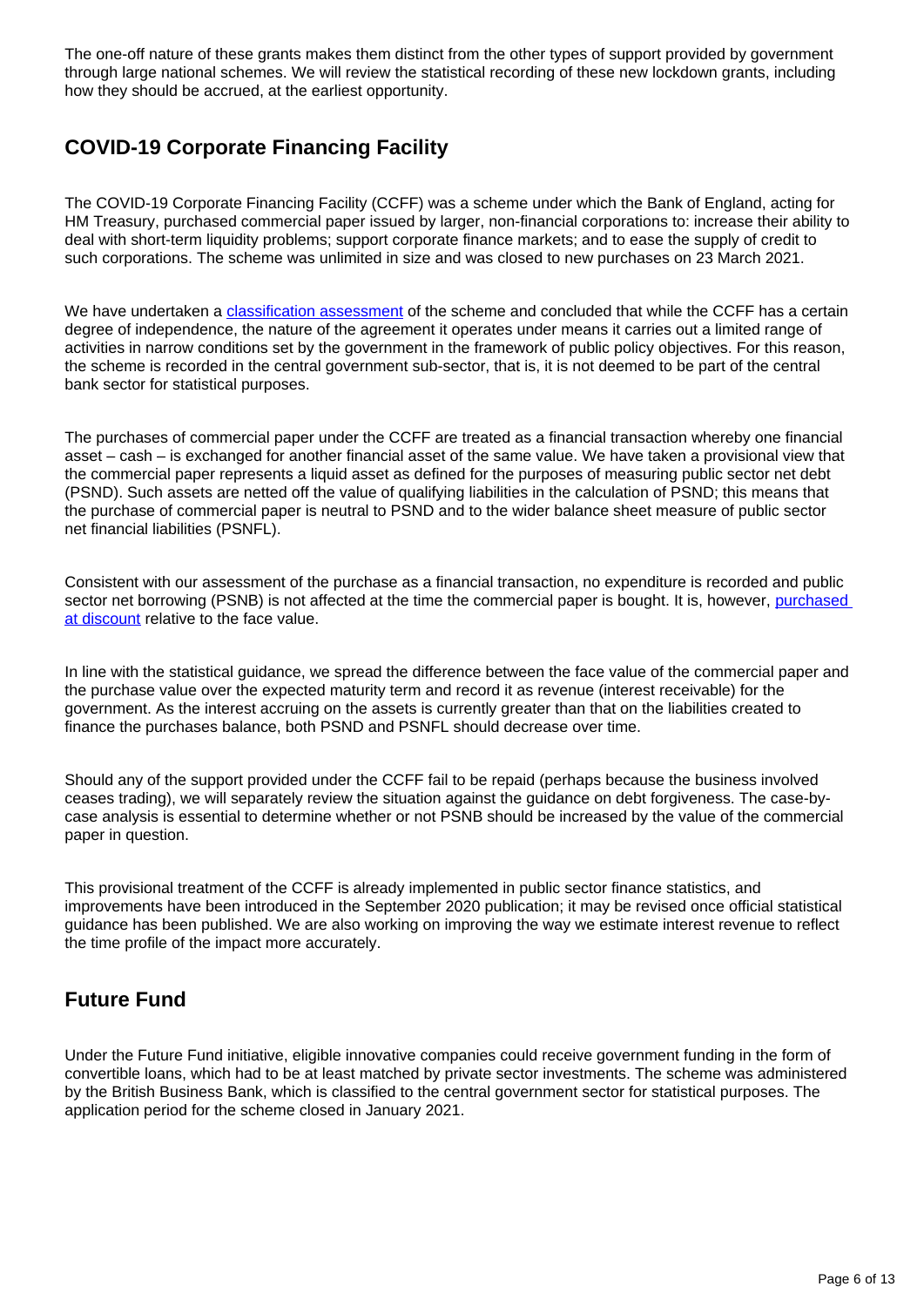The one-off nature of these grants makes them distinct from the other types of support provided by government through large national schemes. We will review the statistical recording of these new lockdown grants, including how they should be accrued, at the earliest opportunity.

## COVID-19 Corporate Financing Facility

The COVID-19 Corporate Financing Facility (CCFF) was a scheme under which the Bank of England, acting for HM Treasury, purchased commercial paper issued by larger, non-financial corporations to: increase their ability to deal with short-term liquidity problems; support corporate finance markets; and to ease the supply of credit to such corporations. The scheme was unlimited in size and was closed to new purchases on 23 March 2021.

We have undertaken a classification assessment of the scheme and concluded that while the CCFF has a certain degree of independence, the nature of the agreement it operates under means it carries out a limited range of activities in narrow conditions set by the government in the framework of public policy objectives. For this reason, the scheme is recorded in the central government sub-sector, that is, it is not deemed to be part of the central bank sector for statistical purposes.

The purchases of commercial paper under the CCFF are treated as a financial transaction whereby one financial asset – cash – is exchanged for another financial asset of the same value. We have taken a provisional view that the commercial paper represents a liquid asset as defined for the purposes of measuring public sector net debt (PSND). Such assets are netted off the value of qualifying liabilities in the calculation of PSND; this means that the purchase of commercial paper is neutral to PSND and to the wider balance sheet measure of public sector net financial liabilities (PSNFL).

Consistent with our assessment of the purchase as a financial transaction, no expenditure is recorded and public sector net borrowing (PSNB) is not affected at the time the commercial paper is bought. It is, however, purchased at discount relative to the face value.

In line with the statistical guidance, we spread the difference between the face value of the commercial paper and the purchase value over the expected maturity term and record it as revenue (interest receivable) for the government. As the interest accruing on the assets is currently greater than that on the liabilities created to finance the purchases balance, both PSND and PSNFL should decrease over time.

Should any of the support provided under the CCFF fail to be repaid (perhaps because the business involved ceases trading), we will separately review the situation against the guidance on debt forgiveness. The case-by-case analysis is essential to determine whether or not PSNB should be increased by the value of the commercial paper in question.

This provisional treatment of the CCFF is already implemented in public sector finance statistics, and improvements have been introduced in the September 2020 publication; it may be revised once official statistical guidance has been published. We are also working on improving the way we estimate interest revenue to reflect the time profile of the impact more accurately.

## Future Fund

Under the Future Fund initiative, eligible innovative companies could receive government funding in the form of convertible loans, which had to be at least matched by private sector investments. The scheme was administered by the British Business Bank, which is classified to the central government sector for statistical purposes. The application period for the scheme closed in January 2021.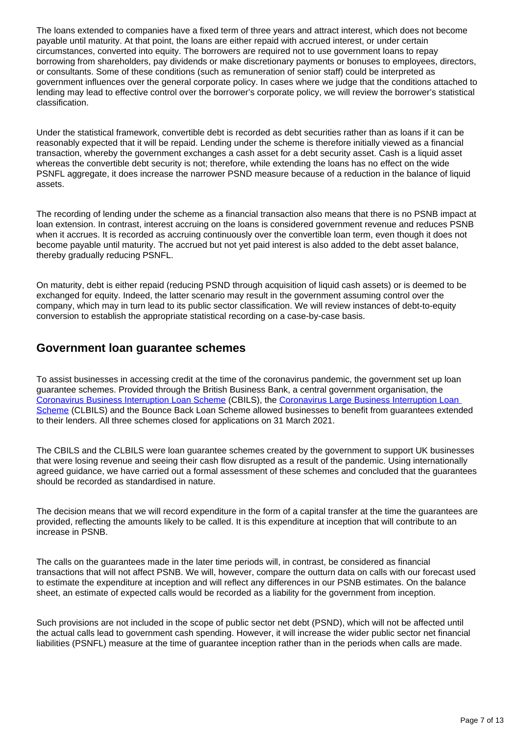The loans extended to companies have a fixed term of three years and attract interest, which does not become payable until maturity. At that point, the loans are either repaid with accrued interest, or under certain circumstances, converted into equity. The borrowers are required not to use government loans to repay borrowing from shareholders, pay dividends or make discretionary payments or bonuses to employees, directors, or consultants. Some of these conditions (such as remuneration of senior staff) could be interpreted as government influences over the general corporate policy. In cases where we judge that the conditions attached to lending may lead to effective control over the borrower's corporate policy, we will review the borrower's statistical classification.

Under the statistical framework, convertible debt is recorded as debt securities rather than as loans if it can be reasonably expected that it will be repaid. Lending under the scheme is therefore initially viewed as a financial transaction, whereby the government exchanges a cash asset for a debt security asset. Cash is a liquid asset whereas the convertible debt security is not; therefore, while extending the loans has no effect on the wide PSNFL aggregate, it does increase the narrower PSND measure because of a reduction in the balance of liquid assets.

The recording of lending under the scheme as a financial transaction also means that there is no PSNB impact at loan extension. In contrast, interest accruing on the loans is considered government revenue and reduces PSNB when it accrues. It is recorded as accruing continuously over the convertible loan term, even though it does not become payable until maturity. The accrued but not yet paid interest is also added to the debt asset balance, thereby gradually reducing PSNFL.

On maturity, debt is either repaid (reducing PSND through acquisition of liquid cash assets) or is deemed to be exchanged for equity. Indeed, the latter scenario may result in the government assuming control over the company, which may in turn lead to its public sector classification. We will review instances of debt-to-equity conversion to establish the appropriate statistical recording on a case-by-case basis.

## Government loan guarantee schemes

To assist businesses in accessing credit at the time of the coronavirus pandemic, the government set up loan guarantee schemes. Provided through the British Business Bank, a central government organisation, the Coronavirus Business Interruption Loan Scheme (CBILS), the Coronavirus Large Business Interruption Loan Scheme (CLBILS) and the Bounce Back Loan Scheme allowed businesses to benefit from guarantees extended to their lenders. All three schemes closed for applications on 31 March 2021.

The CBILS and the CLBILS were loan guarantee schemes created by the government to support UK businesses that were losing revenue and seeing their cash flow disrupted as a result of the pandemic. Using internationally agreed guidance, we have carried out a formal assessment of these schemes and concluded that the guarantees should be recorded as standardised in nature.

The decision means that we will record expenditure in the form of a capital transfer at the time the guarantees are provided, reflecting the amounts likely to be called. It is this expenditure at inception that will contribute to an increase in PSNB.

The calls on the guarantees made in the later time periods will, in contrast, be considered as financial transactions that will not affect PSNB. We will, however, compare the outturn data on calls with our forecast used to estimate the expenditure at inception and will reflect any differences in our PSNB estimates. On the balance sheet, an estimate of expected calls would be recorded as a liability for the government from inception.

Such provisions are not included in the scope of public sector net debt (PSND), which will not be affected until the actual calls lead to government cash spending. However, it will increase the wider public sector net financial liabilities (PSNFL) measure at the time of guarantee inception rather than in the periods when calls are made.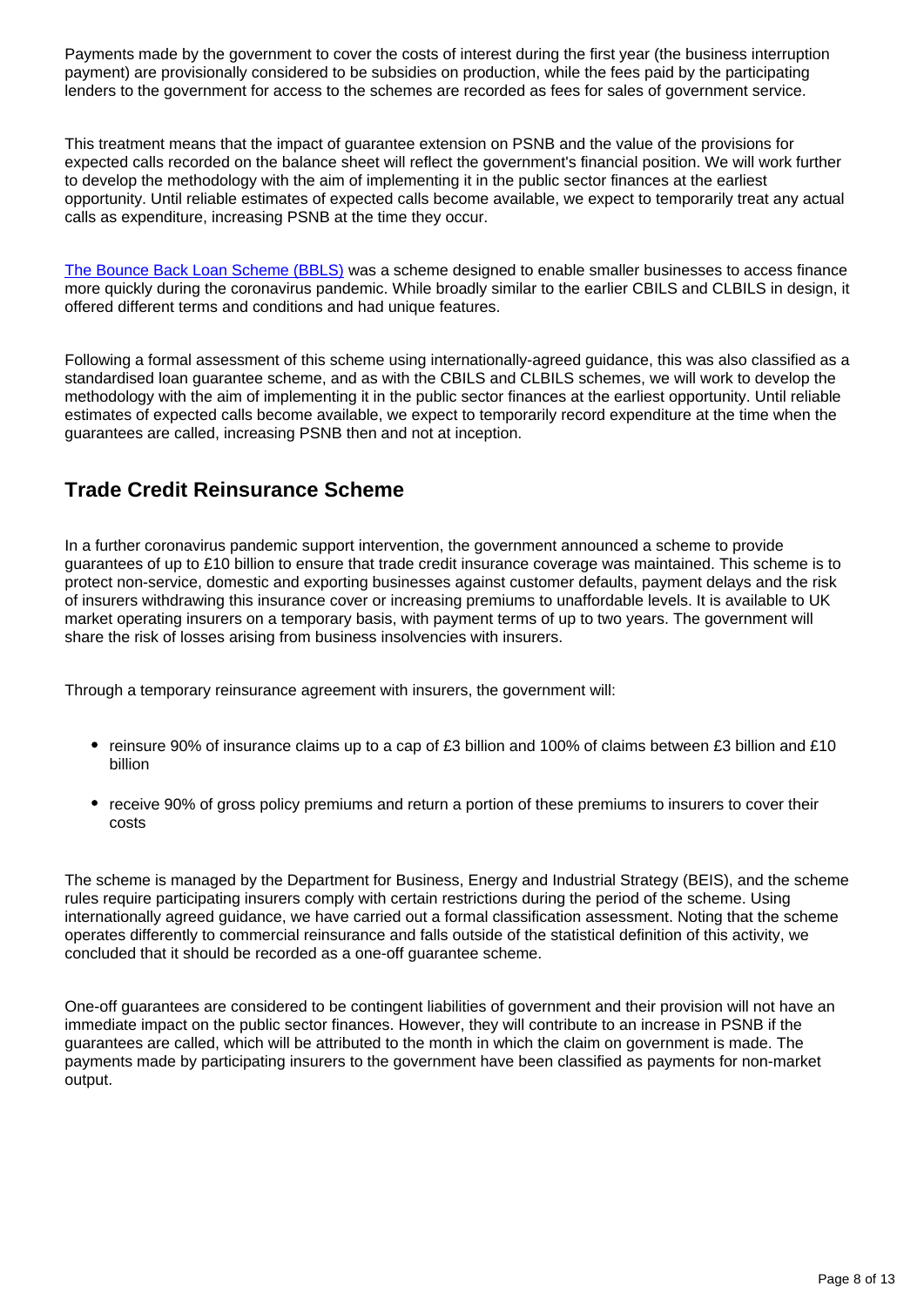Payments made by the government to cover the costs of interest during the first year (the business interruption payment) are provisionally considered to be subsidies on production, while the fees paid by the participating lenders to the government for access to the schemes are recorded as fees for sales of government service.

This treatment means that the impact of guarantee extension on PSNB and the value of the provisions for expected calls recorded on the balance sheet will reflect the government's financial position. We will work further to develop the methodology with the aim of implementing it in the public sector finances at the earliest opportunity. Until reliable estimates of expected calls become available, we expect to temporarily treat any actual calls as expenditure, increasing PSNB at the time they occur.

The Bounce Back Loan Scheme (BBLS) was a scheme designed to enable smaller businesses to access finance more quickly during the coronavirus pandemic. While broadly similar to the earlier CBILS and CLBILS in design, it offered different terms and conditions and had unique features.

Following a formal assessment of this scheme using internationally-agreed guidance, this was also classified as a standardised loan guarantee scheme, and as with the CBILS and CLBILS schemes, we will work to develop the methodology with the aim of implementing it in the public sector finances at the earliest opportunity. Until reliable estimates of expected calls become available, we expect to temporarily record expenditure at the time when the guarantees are called, increasing PSNB then and not at inception.

## Trade Credit Reinsurance Scheme

In a further coronavirus pandemic support intervention, the government announced a scheme to provide guarantees of up to £10 billion to ensure that trade credit insurance coverage was maintained. This scheme is to protect non-service, domestic and exporting businesses against customer defaults, payment delays and the risk of insurers withdrawing this insurance cover or increasing premiums to unaffordable levels. It is available to UK market operating insurers on a temporary basis, with payment terms of up to two years. The government will share the risk of losses arising from business insolvencies with insurers.

Through a temporary reinsurance agreement with insurers, the government will:

- reinsure 90% of insurance claims up to a cap of £3 billion and 100% of claims between £3 billion and £10 billion
- receive 90% of gross policy premiums and return a portion of these premiums to insurers to cover their costs

The scheme is managed by the Department for Business, Energy and Industrial Strategy (BEIS), and the scheme rules require participating insurers comply with certain restrictions during the period of the scheme. Using internationally agreed guidance, we have carried out a formal classification assessment. Noting that the scheme operates differently to commercial reinsurance and falls outside of the statistical definition of this activity, we concluded that it should be recorded as a one-off guarantee scheme.

One-off guarantees are considered to be contingent liabilities of government and their provision will not have an immediate impact on the public sector finances. However, they will contribute to an increase in PSNB if the guarantees are called, which will be attributed to the month in which the claim on government is made. The payments made by participating insurers to the government have been classified as payments for non-market output.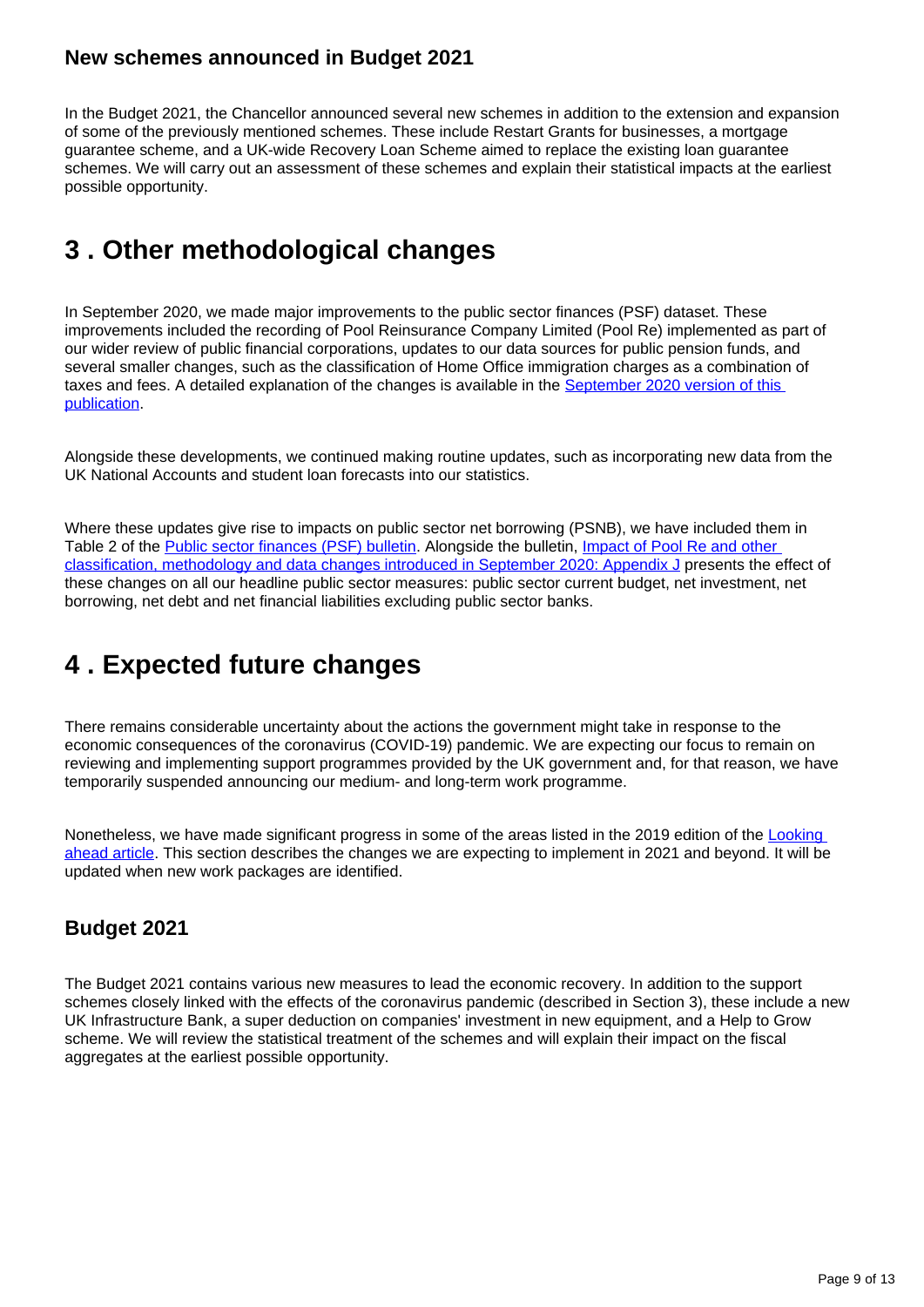### New schemes announced in Budget 2021

In the Budget 2021, the Chancellor announced several new schemes in addition to the extension and expansion of some of the previously mentioned schemes. These include Restart Grants for businesses, a mortgage guarantee scheme, and a UK-wide Recovery Loan Scheme aimed to replace the existing loan guarantee schemes. We will carry out an assessment of these schemes and explain their statistical impacts at the earliest possible opportunity.

## 3 . Other methodological changes

In September 2020, we made major improvements to the public sector finances (PSF) dataset. These improvements included the recording of Pool Reinsurance Company Limited (Pool Re) implemented as part of our wider review of public financial corporations, updates to our data sources for public pension funds, and several smaller changes, such as the classification of Home Office immigration charges as a combination of taxes and fees. A detailed explanation of the changes is available in the [September 2020 version of this publication](#).

Alongside these developments, we continued making routine updates, such as incorporating new data from the UK National Accounts and student loan forecasts into our statistics.

Where these updates give rise to impacts on public sector net borrowing (PSNB), we have included them in Table 2 of the [Public sector finances (PSF) bulletin](#). Alongside the bulletin, [Impact of Pool Re and other classification, methodology and data changes introduced in September 2020: Appendix J](#) presents the effect of these changes on all our headline public sector measures: public sector current budget, net investment, net borrowing, net debt and net financial liabilities excluding public sector banks.

## 4 . Expected future changes

There remains considerable uncertainty about the actions the government might take in response to the economic consequences of the coronavirus (COVID-19) pandemic. We are expecting our focus to remain on reviewing and implementing support programmes provided by the UK government and, for that reason, we have temporarily suspended announcing our medium- and long-term work programme.

Nonetheless, we have made significant progress in some of the areas listed in the 2019 edition of the [Looking ahead article](#). This section describes the changes we are expecting to implement in 2021 and beyond. It will be updated when new work packages are identified.

### Budget 2021

The Budget 2021 contains various new measures to lead the economic recovery. In addition to the support schemes closely linked with the effects of the coronavirus pandemic (described in Section 3), these include a new UK Infrastructure Bank, a super deduction on companies' investment in new equipment, and a Help to Grow scheme. We will review the statistical treatment of the schemes and will explain their impact on the fiscal aggregates at the earliest possible opportunity.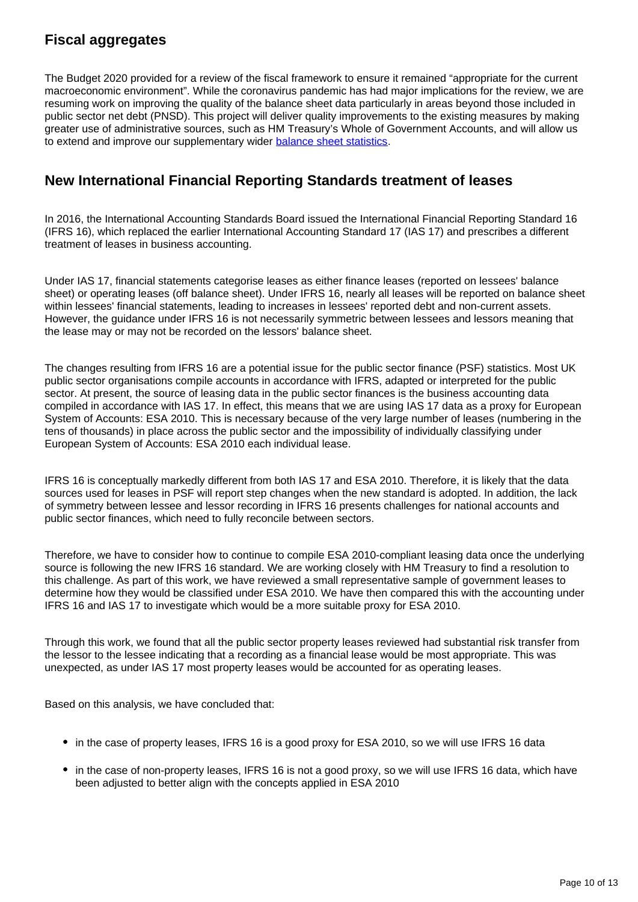## Fiscal aggregates

The Budget 2020 provided for a review of the fiscal framework to ensure it remained "appropriate for the current macroeconomic environment". While the coronavirus pandemic has had major implications for the review, we are resuming work on improving the quality of the balance sheet data particularly in areas beyond those included in public sector net debt (PNSD). This project will deliver quality improvements to the existing measures by making greater use of administrative sources, such as HM Treasury's Whole of Government Accounts, and will allow us to extend and improve our supplementary wider balance sheet statistics.

## New International Financial Reporting Standards treatment of leases

In 2016, the International Accounting Standards Board issued the International Financial Reporting Standard 16 (IFRS 16), which replaced the earlier International Accounting Standard 17 (IAS 17) and prescribes a different treatment of leases in business accounting.

Under IAS 17, financial statements categorise leases as either finance leases (reported on lessees' balance sheet) or operating leases (off balance sheet). Under IFRS 16, nearly all leases will be reported on balance sheet within lessees' financial statements, leading to increases in lessees' reported debt and non-current assets. However, the guidance under IFRS 16 is not necessarily symmetric between lessees and lessors meaning that the lease may or may not be recorded on the lessors' balance sheet.

The changes resulting from IFRS 16 are a potential issue for the public sector finance (PSF) statistics. Most UK public sector organisations compile accounts in accordance with IFRS, adapted or interpreted for the public sector. At present, the source of leasing data in the public sector finances is the business accounting data compiled in accordance with IAS 17. In effect, this means that we are using IAS 17 data as a proxy for European System of Accounts: ESA 2010. This is necessary because of the very large number of leases (numbering in the tens of thousands) in place across the public sector and the impossibility of individually classifying under European System of Accounts: ESA 2010 each individual lease.

IFRS 16 is conceptually markedly different from both IAS 17 and ESA 2010. Therefore, it is likely that the data sources used for leases in PSF will report step changes when the new standard is adopted. In addition, the lack of symmetry between lessee and lessor recording in IFRS 16 presents challenges for national accounts and public sector finances, which need to fully reconcile between sectors.

Therefore, we have to consider how to continue to compile ESA 2010-compliant leasing data once the underlying source is following the new IFRS 16 standard. We are working closely with HM Treasury to find a resolution to this challenge. As part of this work, we have reviewed a small representative sample of government leases to determine how they would be classified under ESA 2010. We have then compared this with the accounting under IFRS 16 and IAS 17 to investigate which would be a more suitable proxy for ESA 2010.

Through this work, we found that all the public sector property leases reviewed had substantial risk transfer from the lessor to the lessee indicating that a recording as a financial lease would be most appropriate. This was unexpected, as under IAS 17 most property leases would be accounted for as operating leases.

Based on this analysis, we have concluded that:

- in the case of property leases, IFRS 16 is a good proxy for ESA 2010, so we will use IFRS 16 data
- in the case of non-property leases, IFRS 16 is not a good proxy, so we will use IFRS 16 data, which have been adjusted to better align with the concepts applied in ESA 2010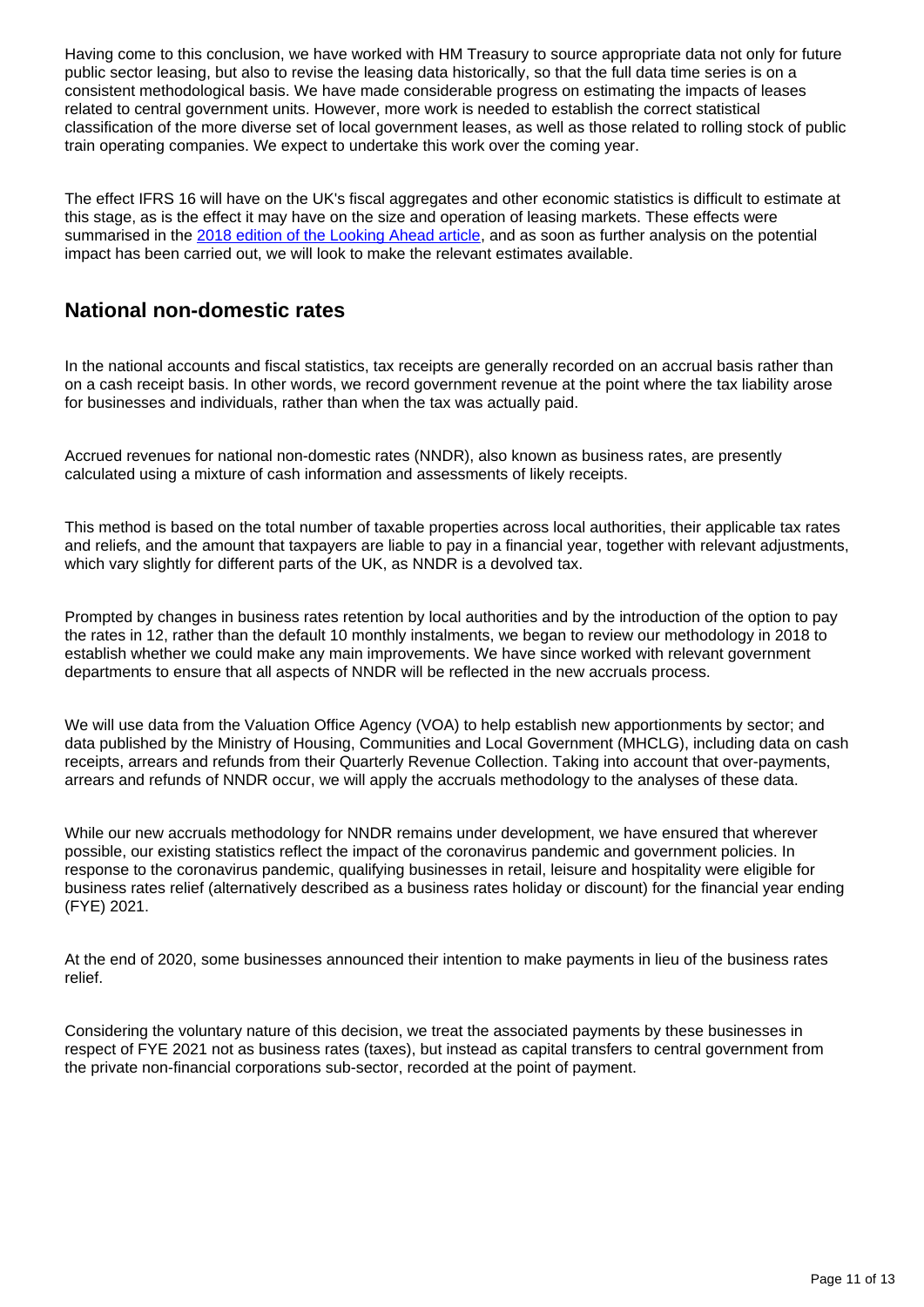Having come to this conclusion, we have worked with HM Treasury to source appropriate data not only for future public sector leasing, but also to revise the leasing data historically, so that the full data time series is on a consistent methodological basis. We have made considerable progress on estimating the impacts of leases related to central government units. However, more work is needed to establish the correct statistical classification of the more diverse set of local government leases, as well as those related to rolling stock of public train operating companies. We expect to undertake this work over the coming year.

The effect IFRS 16 will have on the UK's fiscal aggregates and other economic statistics is difficult to estimate at this stage, as is the effect it may have on the size and operation of leasing markets. These effects were summarised in the [2018 edition of the Looking Ahead article](), and as soon as further analysis on the potential impact has been carried out, we will look to make the relevant estimates available.

## National non-domestic rates

In the national accounts and fiscal statistics, tax receipts are generally recorded on an accrual basis rather than on a cash receipt basis. In other words, we record government revenue at the point where the tax liability arose for businesses and individuals, rather than when the tax was actually paid.

Accrued revenues for national non-domestic rates (NNDR), also known as business rates, are presently calculated using a mixture of cash information and assessments of likely receipts.

This method is based on the total number of taxable properties across local authorities, their applicable tax rates and reliefs, and the amount that taxpayers are liable to pay in a financial year, together with relevant adjustments, which vary slightly for different parts of the UK, as NNDR is a devolved tax.

Prompted by changes in business rates retention by local authorities and by the introduction of the option to pay the rates in 12, rather than the default 10 monthly instalments, we began to review our methodology in 2018 to establish whether we could make any main improvements. We have since worked with relevant government departments to ensure that all aspects of NNDR will be reflected in the new accruals process.

We will use data from the Valuation Office Agency (VOA) to help establish new apportionments by sector; and data published by the Ministry of Housing, Communities and Local Government (MHCLG), including data on cash receipts, arrears and refunds from their Quarterly Revenue Collection. Taking into account that over-payments, arrears and refunds of NNDR occur, we will apply the accruals methodology to the analyses of these data.

While our new accruals methodology for NNDR remains under development, we have ensured that wherever possible, our existing statistics reflect the impact of the coronavirus pandemic and government policies. In response to the coronavirus pandemic, qualifying businesses in retail, leisure and hospitality were eligible for business rates relief (alternatively described as a business rates holiday or discount) for the financial year ending (FYE) 2021.

At the end of 2020, some businesses announced their intention to make payments in lieu of the business rates relief.

Considering the voluntary nature of this decision, we treat the associated payments by these businesses in respect of FYE 2021 not as business rates (taxes), but instead as capital transfers to central government from the private non-financial corporations sub-sector, recorded at the point of payment.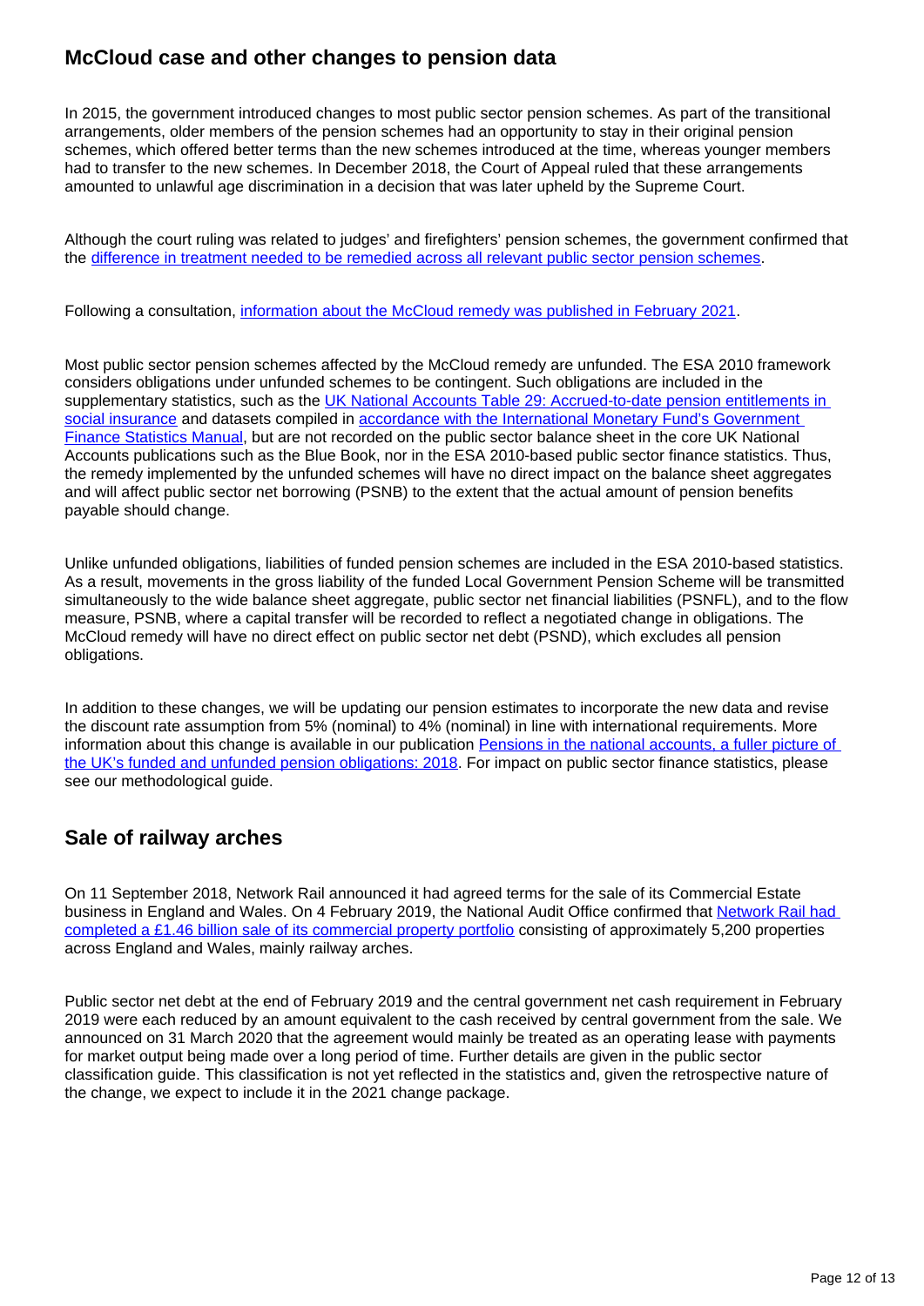## McCloud case and other changes to pension data

In 2015, the government introduced changes to most public sector pension schemes. As part of the transitional arrangements, older members of the pension schemes had an opportunity to stay in their original pension schemes, which offered better terms than the new schemes introduced at the time, whereas younger members had to transfer to the new schemes. In December 2018, the Court of Appeal ruled that these arrangements amounted to unlawful age discrimination in a decision that was later upheld by the Supreme Court.

Although the court ruling was related to judges' and firefighters' pension schemes, the government confirmed that the difference in treatment needed to be remedied across all relevant public sector pension schemes.

Following a consultation, information about the McCloud remedy was published in February 2021.

Most public sector pension schemes affected by the McCloud remedy are unfunded. The ESA 2010 framework considers obligations under unfunded schemes to be contingent. Such obligations are included in the supplementary statistics, such as the UK National Accounts Table 29: Accrued-to-date pension entitlements in social insurance and datasets compiled in accordance with the International Monetary Fund's Government Finance Statistics Manual, but are not recorded on the public sector balance sheet in the core UK National Accounts publications such as the Blue Book, nor in the ESA 2010-based public sector finance statistics. Thus, the remedy implemented by the unfunded schemes will have no direct impact on the balance sheet aggregates and will affect public sector net borrowing (PSNB) to the extent that the actual amount of pension benefits payable should change.

Unlike unfunded obligations, liabilities of funded pension schemes are included in the ESA 2010-based statistics. As a result, movements in the gross liability of the funded Local Government Pension Scheme will be transmitted simultaneously to the wide balance sheet aggregate, public sector net financial liabilities (PSNFL), and to the flow measure, PSNB, where a capital transfer will be recorded to reflect a negotiated change in obligations. The McCloud remedy will have no direct effect on public sector net debt (PSND), which excludes all pension obligations.

In addition to these changes, we will be updating our pension estimates to incorporate the new data and revise the discount rate assumption from 5% (nominal) to 4% (nominal) in line with international requirements. More information about this change is available in our publication Pensions in the national accounts, a fuller picture of the UK's funded and unfunded pension obligations: 2018. For impact on public sector finance statistics, please see our methodological guide.

## Sale of railway arches

On 11 September 2018, Network Rail announced it had agreed terms for the sale of its Commercial Estate business in England and Wales. On 4 February 2019, the National Audit Office confirmed that Network Rail had completed a £1.46 billion sale of its commercial property portfolio consisting of approximately 5,200 properties across England and Wales, mainly railway arches.

Public sector net debt at the end of February 2019 and the central government net cash requirement in February 2019 were each reduced by an amount equivalent to the cash received by central government from the sale. We announced on 31 March 2020 that the agreement would mainly be treated as an operating lease with payments for market output being made over a long period of time. Further details are given in the public sector classification guide. This classification is not yet reflected in the statistics and, given the retrospective nature of the change, we expect to include it in the 2021 change package.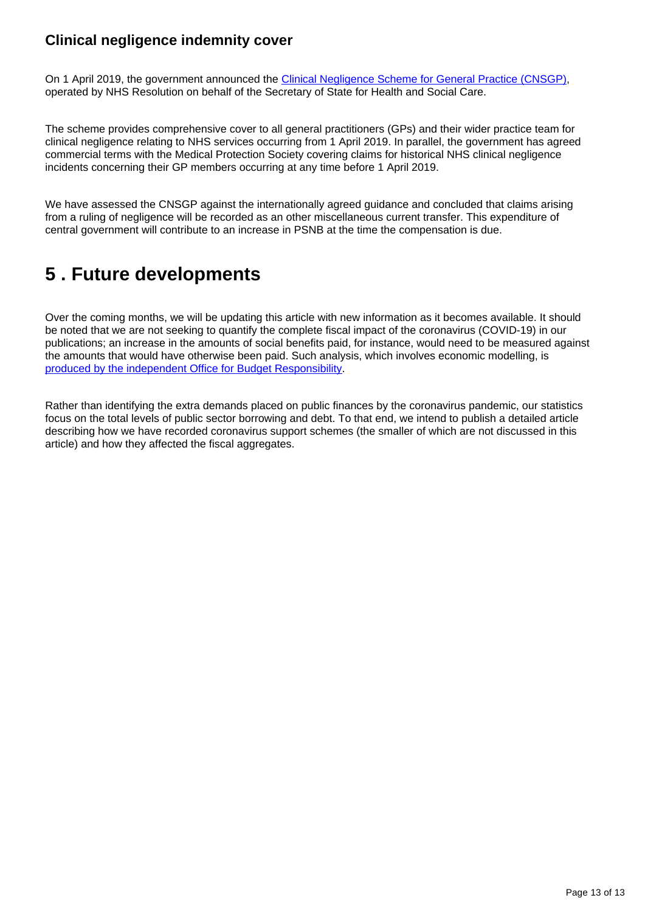### Clinical negligence indemnity cover

On 1 April 2019, the government announced the [Clinical Negligence Scheme for General Practice (CNSGP)](), operated by NHS Resolution on behalf of the Secretary of State for Health and Social Care.

The scheme provides comprehensive cover to all general practitioners (GPs) and their wider practice team for clinical negligence relating to NHS services occurring from 1 April 2019. In parallel, the government has agreed commercial terms with the Medical Protection Society covering claims for historical NHS clinical negligence incidents concerning their GP members occurring at any time before 1 April 2019.

We have assessed the CNSGP against the internationally agreed guidance and concluded that claims arising from a ruling of negligence will be recorded as an other miscellaneous current transfer. This expenditure of central government will contribute to an increase in PSNB at the time the compensation is due.

## 5 . Future developments

Over the coming months, we will be updating this article with new information as it becomes available. It should be noted that we are not seeking to quantify the complete fiscal impact of the coronavirus (COVID-19) in our publications; an increase in the amounts of social benefits paid, for instance, would need to be measured against the amounts that would have otherwise been paid. Such analysis, which involves economic modelling, is [produced by the independent Office for Budget Responsibility]().

Rather than identifying the extra demands placed on public finances by the coronavirus pandemic, our statistics focus on the total levels of public sector borrowing and debt. To that end, we intend to publish a detailed article describing how we have recorded coronavirus support schemes (the smaller of which are not discussed in this article) and how they affected the fiscal aggregates.